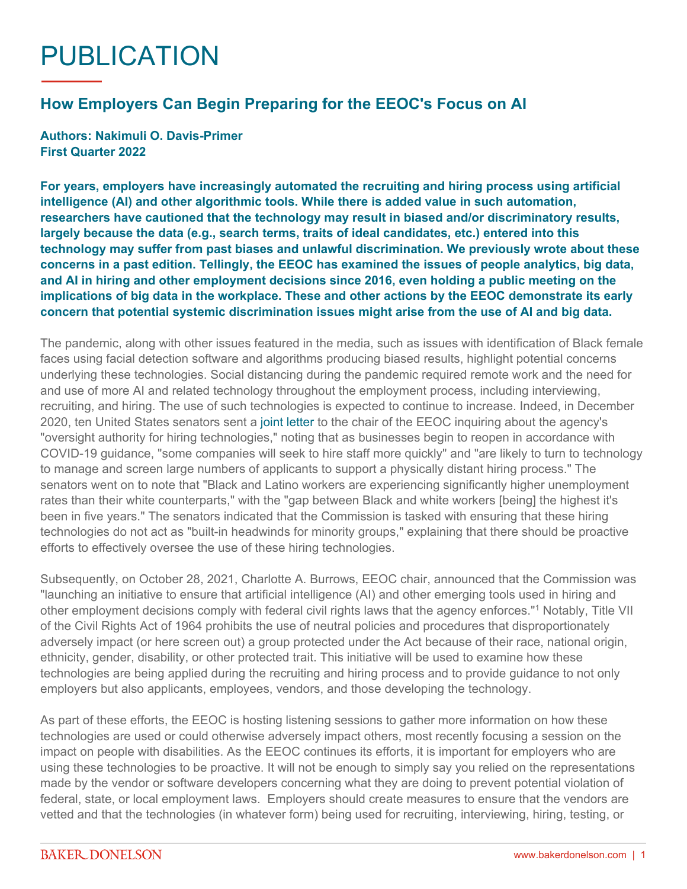# PUBLICATION

## How Employers Can Begin Preparing for the EEOC's Focus on AI

**Authors: Nakimuli O. Davis-Primer**
**First Quarter 2022**

**For years, employers have increasingly automated the recruiting and hiring process using artificial intelligence (AI) and other algorithmic tools. While there is added value in such automation, researchers have cautioned that the technology may result in biased and/or discriminatory results, largely because the data (e.g., search terms, traits of ideal candidates, etc.) entered into this technology may suffer from past biases and unlawful discrimination. We previously wrote about these concerns in a past edition. Tellingly, the EEOC has examined the issues of people analytics, big data, and AI in hiring and other employment decisions since 2016, even holding a public meeting on the implications of big data in the workplace. These and other actions by the EEOC demonstrate its early concern that potential systemic discrimination issues might arise from the use of AI and big data.**

The pandemic, along with other issues featured in the media, such as issues with identification of Black female faces using facial detection software and algorithms producing biased results, highlight potential concerns underlying these technologies. Social distancing during the pandemic required remote work and the need for and use of more AI and related technology throughout the employment process, including interviewing, recruiting, and hiring. The use of such technologies is expected to continue to increase. Indeed, in December 2020, ten United States senators sent a joint letter to the chair of the EEOC inquiring about the agency's "oversight authority for hiring technologies," noting that as businesses begin to reopen in accordance with COVID-19 guidance, "some companies will seek to hire staff more quickly" and "are likely to turn to technology to manage and screen large numbers of applicants to support a physically distant hiring process." The senators went on to note that "Black and Latino workers are experiencing significantly higher unemployment rates than their white counterparts," with the "gap between Black and white workers [being] the highest it's been in five years." The senators indicated that the Commission is tasked with ensuring that these hiring technologies do not act as "built-in headwinds for minority groups," explaining that there should be proactive efforts to effectively oversee the use of these hiring technologies.

Subsequently, on October 28, 2021, Charlotte A. Burrows, EEOC chair, announced that the Commission was "launching an initiative to ensure that artificial intelligence (AI) and other emerging tools used in hiring and other employment decisions comply with federal civil rights laws that the agency enforces."[1] Notably, Title VII of the Civil Rights Act of 1964 prohibits the use of neutral policies and procedures that disproportionately adversely impact (or here screen out) a group protected under the Act because of their race, national origin, ethnicity, gender, disability, or other protected trait. This initiative will be used to examine how these technologies are being applied during the recruiting and hiring process and to provide guidance to not only employers but also applicants, employees, vendors, and those developing the technology.

As part of these efforts, the EEOC is hosting listening sessions to gather more information on how these technologies are used or could otherwise adversely impact others, most recently focusing a session on the impact on people with disabilities. As the EEOC continues its efforts, it is important for employers who are using these technologies to be proactive. It will not be enough to simply say you relied on the representations made by the vendor or software developers concerning what they are doing to prevent potential violation of federal, state, or local employment laws. Employers should create measures to ensure that the vendors are vetted and that the technologies (in whatever form) being used for recruiting, interviewing, hiring, testing, or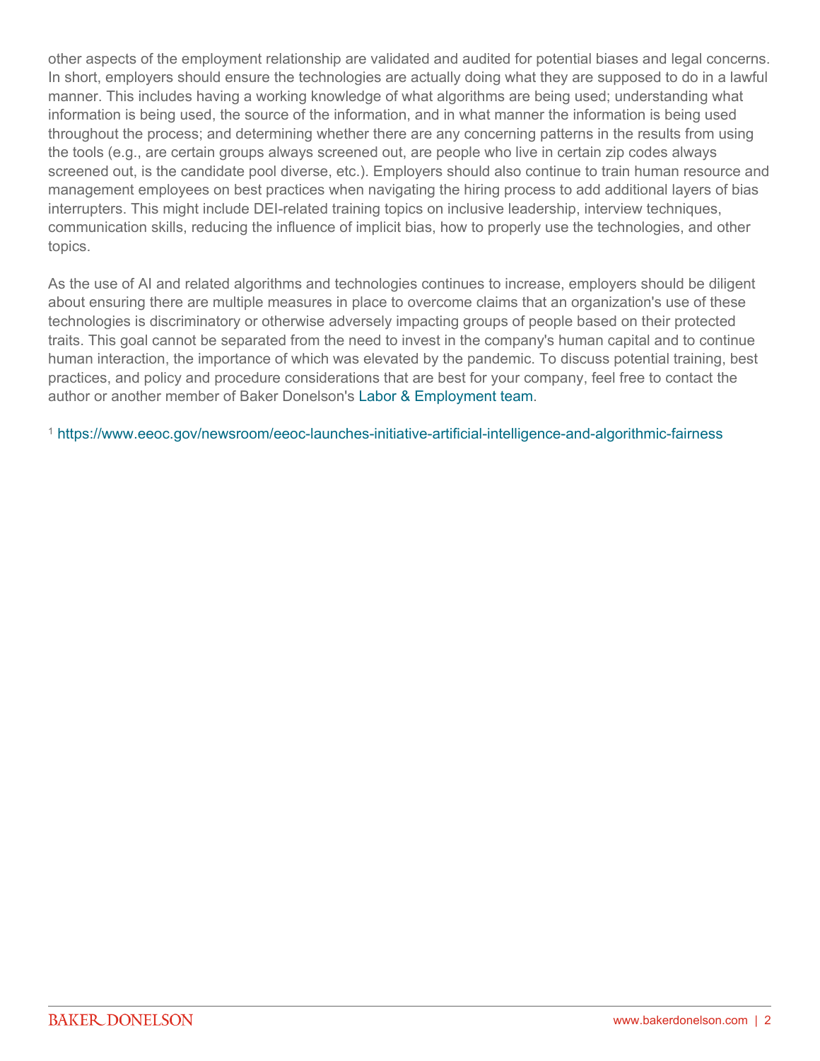other aspects of the employment relationship are validated and audited for potential biases and legal concerns. In short, employers should ensure the technologies are actually doing what they are supposed to do in a lawful manner. This includes having a working knowledge of what algorithms are being used; understanding what information is being used, the source of the information, and in what manner the information is being used throughout the process; and determining whether there are any concerning patterns in the results from using the tools (e.g., are certain groups always screened out, are people who live in certain zip codes always screened out, is the candidate pool diverse, etc.). Employers should also continue to train human resource and management employees on best practices when navigating the hiring process to add additional layers of bias interrupters. This might include DEI-related training topics on inclusive leadership, interview techniques, communication skills, reducing the influence of implicit bias, how to properly use the technologies, and other topics.

As the use of AI and related algorithms and technologies continues to increase, employers should be diligent about ensuring there are multiple measures in place to overcome claims that an organization's use of these technologies is discriminatory or otherwise adversely impacting groups of people based on their protected traits. This goal cannot be separated from the need to invest in the company's human capital and to continue human interaction, the importance of which was elevated by the pandemic. To discuss potential training, best practices, and policy and procedure considerations that are best for your company, feel free to contact the author or another member of Baker Donelson's Labor & Employment team.

[1] https://www.eeoc.gov/newsroom/eeoc-launches-initiative-artificial-intelligence-and-algorithmic-fairness